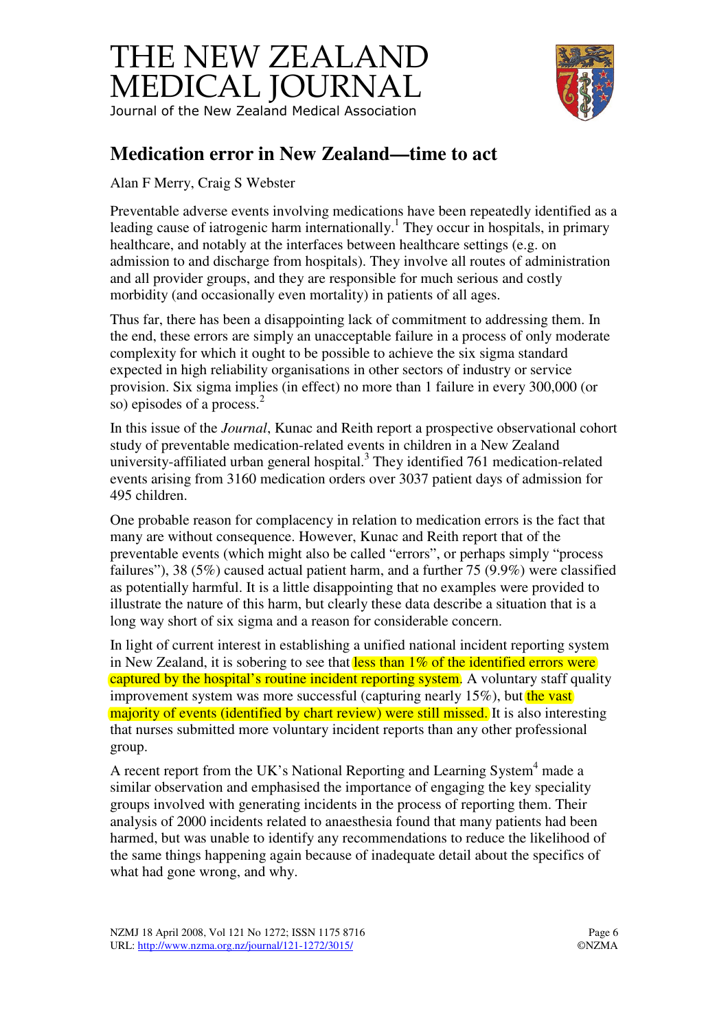# THE NEW ZEALAND MEDICAL JOURNAL

Journal of the New Zealand Medical Association

## Medication error in New Zealand—time to act

Alan F Merry, Craig S Webster

Preventable adverse events involving medications have been repeatedly identified as a leading cause of iatrogenic harm internationally.[1] They occur in hospitals, in primary healthcare, and notably at the interfaces between healthcare settings (e.g. on admission to and discharge from hospitals). They involve all routes of administration and all provider groups, and they are responsible for much serious and costly morbidity (and occasionally even mortality) in patients of all ages.

Thus far, there has been a disappointing lack of commitment to addressing them. In the end, these errors are simply an unacceptable failure in a process of only moderate complexity for which it ought to be possible to achieve the six sigma standard expected in high reliability organisations in other sectors of industry or service provision. Six sigma implies (in effect) no more than 1 failure in every 300,000 (or so) episodes of a process.[2]

In this issue of the *Journal*, Kunac and Reith report a prospective observational cohort study of preventable medication-related events in children in a New Zealand university-affiliated urban general hospital.[3] They identified 761 medication-related events arising from 3160 medication orders over 3037 patient days of admission for 495 children.

One probable reason for complacency in relation to medication errors is the fact that many are without consequence. However, Kunac and Reith report that of the preventable events (which might also be called "errors", or perhaps simply "process failures"), 38 (5%) caused actual patient harm, and a further 75 (9.9%) were classified as potentially harmful. It is a little disappointing that no examples were provided to illustrate the nature of this harm, but clearly these data describe a situation that is a long way short of six sigma and a reason for considerable concern.

In light of current interest in establishing a unified national incident reporting system in New Zealand, it is sobering to see that less than 1% of the identified errors were captured by the hospital's routine incident reporting system. A voluntary staff quality improvement system was more successful (capturing nearly 15%), but the vast majority of events (identified by chart review) were still missed. It is also interesting that nurses submitted more voluntary incident reports than any other professional group.

A recent report from the UK's National Reporting and Learning System[4] made a similar observation and emphasised the importance of engaging the key speciality groups involved with generating incidents in the process of reporting them. Their analysis of 2000 incidents related to anaesthesia found that many patients had been harmed, but was unable to identify any recommendations to reduce the likelihood of the same things happening again because of inadequate detail about the specifics of what had gone wrong, and why.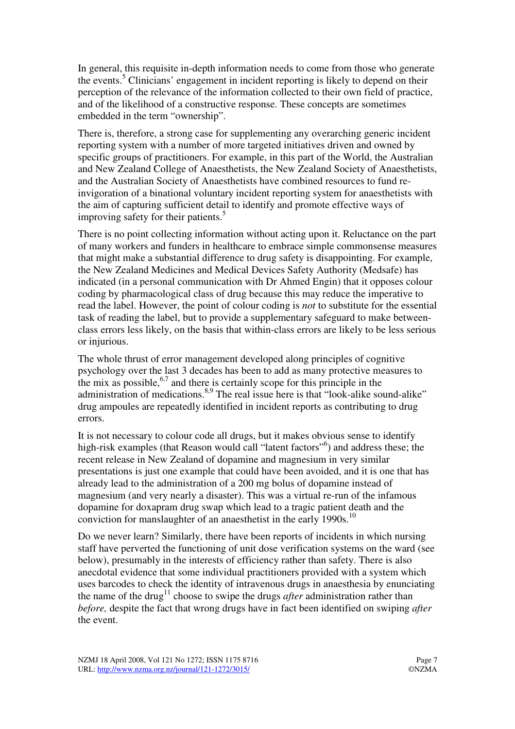In general, this requisite in-depth information needs to come from those who generate the events.[5] Clinicians' engagement in incident reporting is likely to depend on their perception of the relevance of the information collected to their own field of practice, and of the likelihood of a constructive response. These concepts are sometimes embedded in the term "ownership".

There is, therefore, a strong case for supplementing any overarching generic incident reporting system with a number of more targeted initiatives driven and owned by specific groups of practitioners. For example, in this part of the World, the Australian and New Zealand College of Anaesthetists, the New Zealand Society of Anaesthetists, and the Australian Society of Anaesthetists have combined resources to fund re-invigoration of a binational voluntary incident reporting system for anaesthetists with the aim of capturing sufficient detail to identify and promote effective ways of improving safety for their patients.[5]

There is no point collecting information without acting upon it. Reluctance on the part of many workers and funders in healthcare to embrace simple commonsense measures that might make a substantial difference to drug safety is disappointing. For example, the New Zealand Medicines and Medical Devices Safety Authority (Medsafe) has indicated (in a personal communication with Dr Ahmed Engin) that it opposes colour coding by pharmacological class of drug because this may reduce the imperative to read the label. However, the point of colour coding is *not* to substitute for the essential task of reading the label, but to provide a supplementary safeguard to make between-class errors less likely, on the basis that within-class errors are likely to be less serious or injurious.

The whole thrust of error management developed along principles of cognitive psychology over the last 3 decades has been to add as many protective measures to the mix as possible,[6,7] and there is certainly scope for this principle in the administration of medications.[8,9] The real issue here is that "look-alike sound-alike" drug ampoules are repeatedly identified in incident reports as contributing to drug errors.

It is not necessary to colour code all drugs, but it makes obvious sense to identify high-risk examples (that Reason would call "latent factors"[6]) and address these; the recent release in New Zealand of dopamine and magnesium in very similar presentations is just one example that could have been avoided, and it is one that has already lead to the administration of a 200 mg bolus of dopamine instead of magnesium (and very nearly a disaster). This was a virtual re-run of the infamous dopamine for doxapram drug swap which lead to a tragic patient death and the conviction for manslaughter of an anaesthetist in the early 1990s.[10]

Do we never learn? Similarly, there have been reports of incidents in which nursing staff have perverted the functioning of unit dose verification systems on the ward (see below), presumably in the interests of efficiency rather than safety. There is also anecdotal evidence that some individual practitioners provided with a system which uses barcodes to check the identity of intravenous drugs in anaesthesia by enunciating the name of the drug[11] choose to swipe the drugs *after* administration rather than *before,* despite the fact that wrong drugs have in fact been identified on swiping *after* the event.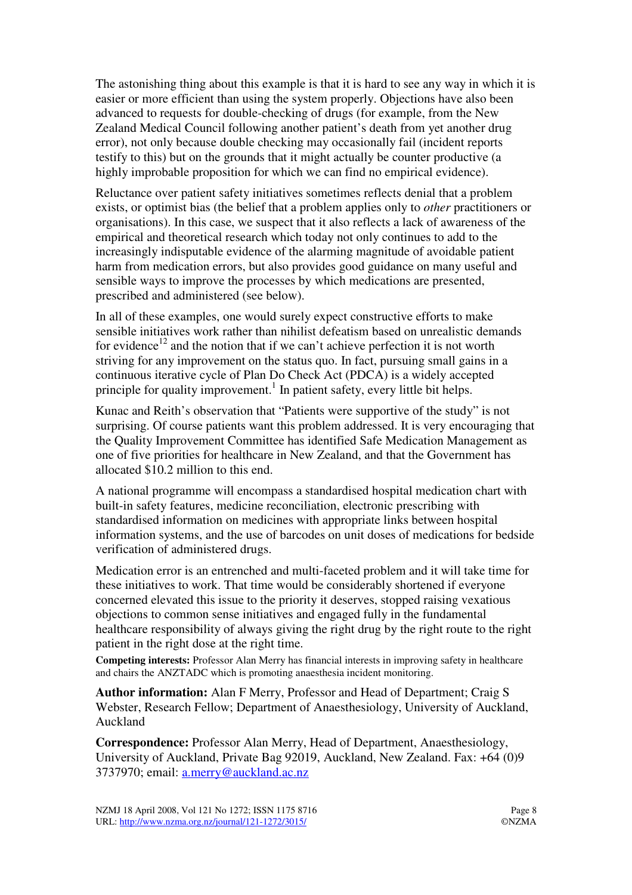The astonishing thing about this example is that it is hard to see any way in which it is easier or more efficient than using the system properly. Objections have also been advanced to requests for double-checking of drugs (for example, from the New Zealand Medical Council following another patient's death from yet another drug error), not only because double checking may occasionally fail (incident reports testify to this) but on the grounds that it might actually be counter productive (a highly improbable proposition for which we can find no empirical evidence).

Reluctance over patient safety initiatives sometimes reflects denial that a problem exists, or optimist bias (the belief that a problem applies only to *other* practitioners or organisations). In this case, we suspect that it also reflects a lack of awareness of the empirical and theoretical research which today not only continues to add to the increasingly indisputable evidence of the alarming magnitude of avoidable patient harm from medication errors, but also provides good guidance on many useful and sensible ways to improve the processes by which medications are presented, prescribed and administered (see below).

In all of these examples, one would surely expect constructive efforts to make sensible initiatives work rather than nihilist defeatism based on unrealistic demands for evidence[12] and the notion that if we can't achieve perfection it is not worth striving for any improvement on the status quo. In fact, pursuing small gains in a continuous iterative cycle of Plan Do Check Act (PDCA) is a widely accepted principle for quality improvement.[1] In patient safety, every little bit helps.

Kunac and Reith's observation that "Patients were supportive of the study" is not surprising. Of course patients want this problem addressed. It is very encouraging that the Quality Improvement Committee has identified Safe Medication Management as one of five priorities for healthcare in New Zealand, and that the Government has allocated $10.2 million to this end.

A national programme will encompass a standardised hospital medication chart with built-in safety features, medicine reconciliation, electronic prescribing with standardised information on medicines with appropriate links between hospital information systems, and the use of barcodes on unit doses of medications for bedside verification of administered drugs.

Medication error is an entrenched and multi-faceted problem and it will take time for these initiatives to work. That time would be considerably shortened if everyone concerned elevated this issue to the priority it deserves, stopped raising vexatious objections to common sense initiatives and engaged fully in the fundamental healthcare responsibility of always giving the right drug by the right route to the right patient in the right dose at the right time.

**Competing interests:** Professor Alan Merry has financial interests in improving safety in healthcare and chairs the ANZTADC which is promoting anaesthesia incident monitoring.

**Author information:** Alan F Merry, Professor and Head of Department; Craig S Webster, Research Fellow; Department of Anaesthesiology, University of Auckland, Auckland

**Correspondence:** Professor Alan Merry, Head of Department, Anaesthesiology, University of Auckland, Private Bag 92019, Auckland, New Zealand. Fax: +64 (0)9 3737970; email: a.merry@auckland.ac.nz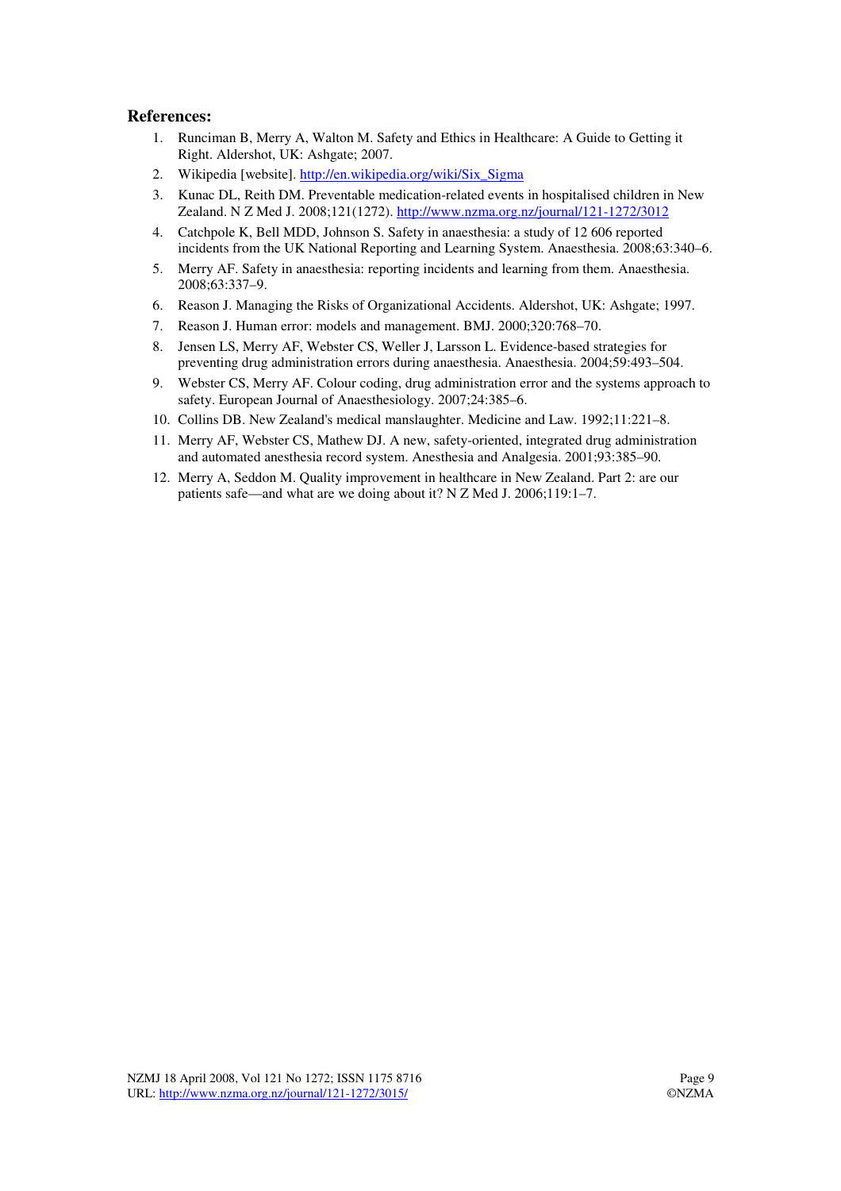### References:

1. Runciman B, Merry A, Walton M. Safety and Ethics in Healthcare: A Guide to Getting it Right. Aldershot, UK: Ashgate; 2007.
2. Wikipedia [website]. http://en.wikipedia.org/wiki/Six_Sigma
3. Kunac DL, Reith DM. Preventable medication-related events in hospitalised children in New Zealand. N Z Med J. 2008;121(1272). http://www.nzma.org.nz/journal/121-1272/3012
4. Catchpole K, Bell MDD, Johnson S. Safety in anaesthesia: a study of 12 606 reported incidents from the UK National Reporting and Learning System. Anaesthesia. 2008;63:340–6.
5. Merry AF. Safety in anaesthesia: reporting incidents and learning from them. Anaesthesia. 2008;63:337–9.
6. Reason J. Managing the Risks of Organizational Accidents. Aldershot, UK: Ashgate; 1997.
7. Reason J. Human error: models and management. BMJ. 2000;320:768–70.
8. Jensen LS, Merry AF, Webster CS, Weller J, Larsson L. Evidence-based strategies for preventing drug administration errors during anaesthesia. Anaesthesia. 2004;59:493–504.
9. Webster CS, Merry AF. Colour coding, drug administration error and the systems approach to safety. European Journal of Anaesthesiology. 2007;24:385–6.
10. Collins DB. New Zealand's medical manslaughter. Medicine and Law. 1992;11:221–8.
11. Merry AF, Webster CS, Mathew DJ. A new, safety-oriented, integrated drug administration and automated anesthesia record system. Anesthesia and Analgesia. 2001;93:385–90.
12. Merry A, Seddon M. Quality improvement in healthcare in New Zealand. Part 2: are our patients safe—and what are we doing about it? N Z Med J. 2006;119:1–7.